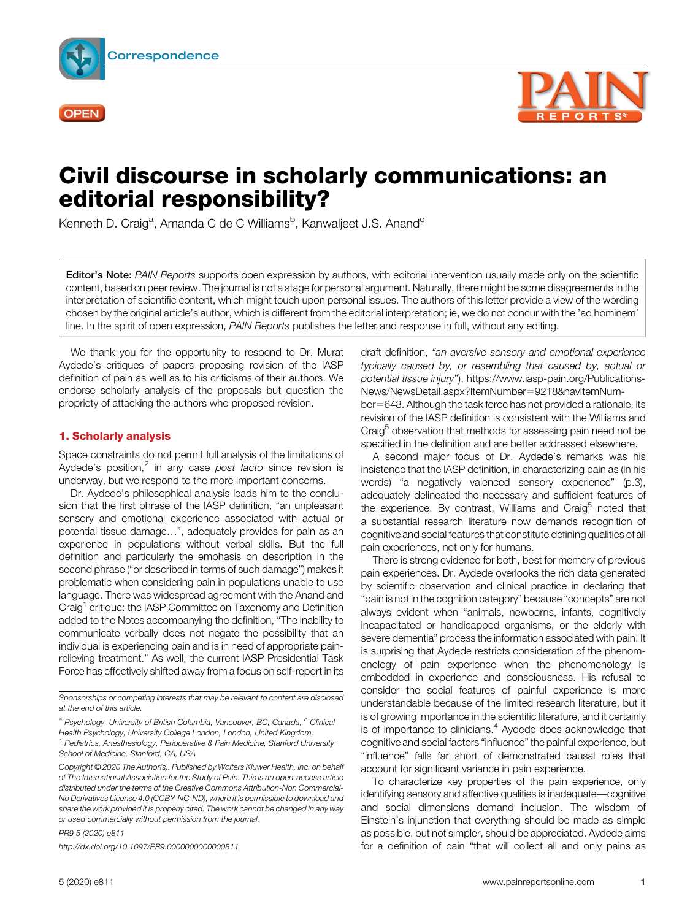Correspondence

OPEN

# Civil discourse in scholarly communications: an editorial responsibility?

Kenneth D. Craig[a], Amanda C de C Williams[b], Kanwaljeet J.S. Anand[c]

**Editor's Note:** *PAIN Reports* supports open expression by authors, with editorial intervention usually made only on the scientific content, based on peer review. The journal is not a stage for personal argument. Naturally, there might be some disagreements in the interpretation of scientific content, which might touch upon personal issues. The authors of this letter provide a view of the wording chosen by the original article's author, which is different from the editorial interpretation; ie, we do not concur with the 'ad hominem' line. In the spirit of open expression, *PAIN Reports* publishes the letter and response in full, without any editing.

We thank you for the opportunity to respond to Dr. Murat Aydede's critiques of papers proposing revision of the IASP definition of pain as well as to his criticisms of their authors. We endorse scholarly analysis of the proposals but question the propriety of attacking the authors who proposed revision.

## 1. Scholarly analysis

Space constraints do not permit full analysis of the limitations of Aydede's position,[2] in any case *post facto* since revision is underway, but we respond to the more important concerns.

Dr. Aydede's philosophical analysis leads him to the conclusion that the first phrase of the IASP definition, "an unpleasant sensory and emotional experience associated with actual or potential tissue damage…", adequately provides for pain as an experience in populations without verbal skills. But the full definition and particularly the emphasis on description in the second phrase ("or described in terms of such damage") makes it problematic when considering pain in populations unable to use language. There was widespread agreement with the Anand and Craig[1] critique: the IASP Committee on Taxonomy and Definition added to the Notes accompanying the definition, "The inability to communicate verbally does not negate the possibility that an individual is experiencing pain and is in need of appropriate pain-relieving treatment." As well, the current IASP Presidential Task Force has effectively shifted away from a focus on self-report in its draft definition, *"an aversive sensory and emotional experience typically caused by, or resembling that caused by, actual or potential tissue injury"*), https://www.iasp-pain.org/Publications-News/NewsDetail.aspx?ItemNumber=9218&navItemNumber=643. Although the task force has not provided a rationale, its revision of the IASP definition is consistent with the Williams and Craig[5] observation that methods for assessing pain need not be specified in the definition and are better addressed elsewhere.

A second major focus of Dr. Aydede's remarks was his insistence that the IASP definition, in characterizing pain as (in his words) "a negatively valenced sensory experience" (p.3), adequately delineated the necessary and sufficient features of the experience. By contrast, Williams and Craig[5] noted that a substantial research literature now demands recognition of cognitive and social features that constitute defining qualities of all pain experiences, not only for humans.

There is strong evidence for both, best for memory of previous pain experiences. Dr. Aydede overlooks the rich data generated by scientific observation and clinical practice in declaring that "pain is not in the cognition category" because "concepts" are not always evident when "animals, newborns, infants, cognitively incapacitated or handicapped organisms, or the elderly with severe dementia" process the information associated with pain. It is surprising that Aydede restricts consideration of the phenomenology of pain experience when the phenomenology is embedded in experience and consciousness. His refusal to consider the social features of painful experience is more understandable because of the limited research literature, but it is of growing importance in the scientific literature, and it certainly is of importance to clinicians.[4] Aydede does acknowledge that cognitive and social factors "influence" the painful experience, but "influence" falls far short of demonstrated causal roles that account for significant variance in pain experience.

To characterize key properties of the pain experience, only identifying sensory and affective qualities is inadequate—cognitive and social dimensions demand inclusion. The wisdom of Einstein's injunction that everything should be made as simple as possible, but not simpler, should be appreciated. Aydede aims for a definition of pain "that will collect all and only pains as

*Sponsorships or competing interests that may be relevant to content are disclosed at the end of this article.*

[a] Psychology, University of British Columbia, Vancouver, BC, Canada, [b] Clinical Health Psychology, University College London, London, United Kingdom, [c] Pediatrics, Anesthesiology, Perioperative & Pain Medicine, Stanford University School of Medicine, Stanford, CA, USA

*Copyright © 2020 The Author(s). Published by Wolters Kluwer Health, Inc. on behalf of The International Association for the Study of Pain. This is an open-access article distributed under the terms of the Creative Commons Attribution-Non Commercial-No Derivatives License 4.0 (CCBY-NC-ND), where it is permissible to download and share the work provided it is properly cited. The work cannot be changed in any way or used commercially without permission from the journal.*

PR9 5 (2020) e811

http://dx.doi.org/10.1097/PR9.0000000000000811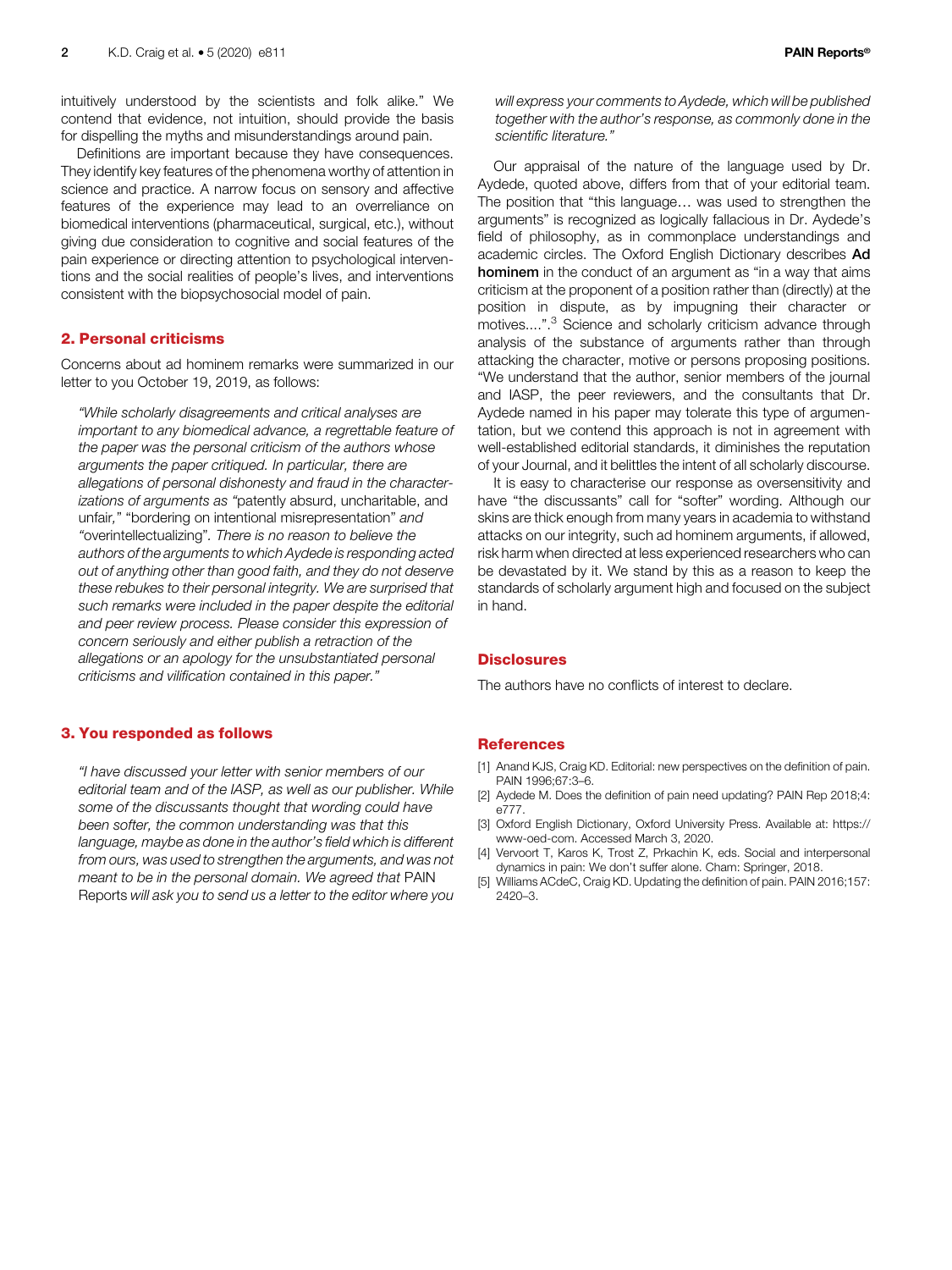intuitively understood by the scientists and folk alike." We contend that evidence, not intuition, should provide the basis for dispelling the myths and misunderstandings around pain.

Definitions are important because they have consequences. They identify key features of the phenomena worthy of attention in science and practice. A narrow focus on sensory and affective features of the experience may lead to an overreliance on biomedical interventions (pharmaceutical, surgical, etc.), without giving due consideration to cognitive and social features of the pain experience or directing attention to psychological interventions and the social realities of people's lives, and interventions consistent with the biopsychosocial model of pain.

## 2. Personal criticisms

Concerns about ad hominem remarks were summarized in our letter to you October 19, 2019, as follows:

> *"While scholarly disagreements and critical analyses are important to any biomedical advance, a regrettable feature of the paper was the personal criticism of the authors whose arguments the paper critiqued. In particular, there are allegations of personal dishonesty and fraud in the characterizations of arguments as "*patently absurd, uncharitable, and unfair," "bordering on intentional misrepresentation" *and "*overintellectualizing"*. There is no reason to believe the authors of the arguments to which Aydede is responding acted out of anything other than good faith, and they do not deserve these rebukes to their personal integrity. We are surprised that such remarks were included in the paper despite the editorial and peer review process. Please consider this expression of concern seriously and either publish a retraction of the allegations or an apology for the unsubstantiated personal criticisms and vilification contained in this paper."*

## 3. You responded as follows

> *"I have discussed your letter with senior members of our editorial team and of the IASP, as well as our publisher. While some of the discussants thought that wording could have been softer, the common understanding was that this language, maybe as done in the author's field which is different from ours, was used to strengthen the arguments, and was not meant to be in the personal domain. We agreed that* PAIN Reports *will ask you to send us a letter to the editor where you will express your comments to Aydede, which will be published together with the author's response, as commonly done in the scientific literature."*

Our appraisal of the nature of the language used by Dr. Aydede, quoted above, differs from that of your editorial team. The position that "this language… was used to strengthen the arguments" is recognized as logically fallacious in Dr. Aydede's field of philosophy, as in commonplace understandings and academic circles. The Oxford English Dictionary describes **Ad hominem** in the conduct of an argument as "in a way that aims criticism at the proponent of a position rather than (directly) at the position in dispute, as by impugning their character or motives....".[3] Science and scholarly criticism advance through analysis of the substance of arguments rather than through attacking the character, motive or persons proposing positions. "We understand that the author, senior members of the journal and IASP, the peer reviewers, and the consultants that Dr. Aydede named in his paper may tolerate this type of argumentation, but we contend this approach is not in agreement with well-established editorial standards, it diminishes the reputation of your Journal, and it belittles the intent of all scholarly discourse.

It is easy to characterise our response as oversensitivity and have "the discussants" call for "softer" wording. Although our skins are thick enough from many years in academia to withstand attacks on our integrity, such ad hominem arguments, if allowed, risk harm when directed at less experienced researchers who can be devastated by it. We stand by this as a reason to keep the standards of scholarly argument high and focused on the subject in hand.

## Disclosures

The authors have no conflicts of interest to declare.

## References

[1] Anand KJS, Craig KD. Editorial: new perspectives on the definition of pain. PAIN 1996;67:3–6.

[2] Aydede M. Does the definition of pain need updating? PAIN Rep 2018;4:e777.

[3] Oxford English Dictionary, Oxford University Press. Available at: https://www-oed-com. Accessed March 3, 2020.

[4] Vervoort T, Karos K, Trost Z, Prkachin K, eds. Social and interpersonal dynamics in pain: We don't suffer alone. Cham: Springer, 2018.

[5] Williams ACdeC, Craig KD. Updating the definition of pain. PAIN 2016;157:2420–3.